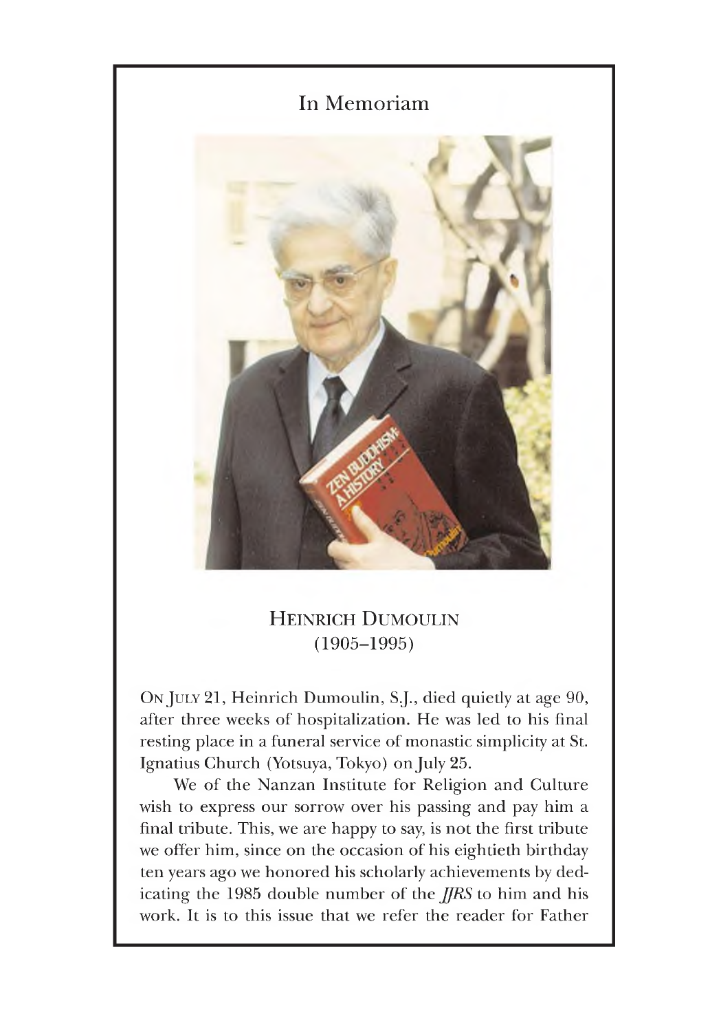# In Memoriam

## HEINRICH DUMOULIN
## (1905–1995)

ON JULY 21, Heinrich Dumoulin, S.J., died quietly at age 90, after three weeks of hospitalization. He was led to his final resting place in a funeral service of monastic simplicity at St. Ignatius Church (Yotsuya, Tokyo) on July 25.

We of the Nanzan Institute for Religion and Culture wish to express our sorrow over his passing and pay him a final tribute. This, we are happy to say, is not the first tribute we offer him, since on the occasion of his eightieth birthday ten years ago we honored his scholarly achievements by dedicating the 1985 double number of the *JJRS* to him and his work. It is to this issue that we refer the reader for Father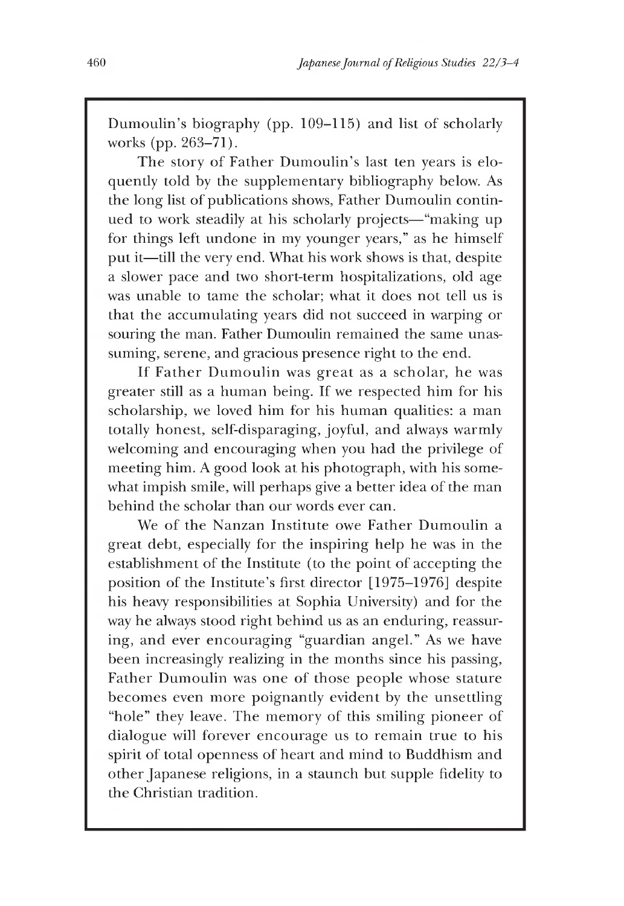Dumoulin's biography (pp. 109–115) and list of scholarly works (pp. 263–71).

The story of Father Dumoulin's last ten years is eloquently told by the supplementary bibliography below. As the long list of publications shows, Father Dumoulin continued to work steadily at his scholarly projects—"making up for things left undone in my younger years," as he himself put it—till the very end. What his work shows is that, despite a slower pace and two short-term hospitalizations, old age was unable to tame the scholar; what it does not tell us is that the accumulating years did not succeed in warping or souring the man. Father Dumoulin remained the same unassuming, serene, and gracious presence right to the end.

If Father Dumoulin was great as a scholar, he was greater still as a human being. If we respected him for his scholarship, we loved him for his human qualities: a man totally honest, self-disparaging, joyful, and always warmly welcoming and encouraging when you had the privilege of meeting him. A good look at his photograph, with his somewhat impish smile, will perhaps give a better idea of the man behind the scholar than our words ever can.

We of the Nanzan Institute owe Father Dumoulin a great debt, especially for the inspiring help he was in the establishment of the Institute (to the point of accepting the position of the Institute's first director [1975–1976] despite his heavy responsibilities at Sophia University) and for the way he always stood right behind us as an enduring, reassuring, and ever encouraging "guardian angel." As we have been increasingly realizing in the months since his passing, Father Dumoulin was one of those people whose stature becomes even more poignantly evident by the unsettling "hole" they leave. The memory of this smiling pioneer of dialogue will forever encourage us to remain true to his spirit of total openness of heart and mind to Buddhism and other Japanese religions, in a staunch but supple fidelity to the Christian tradition.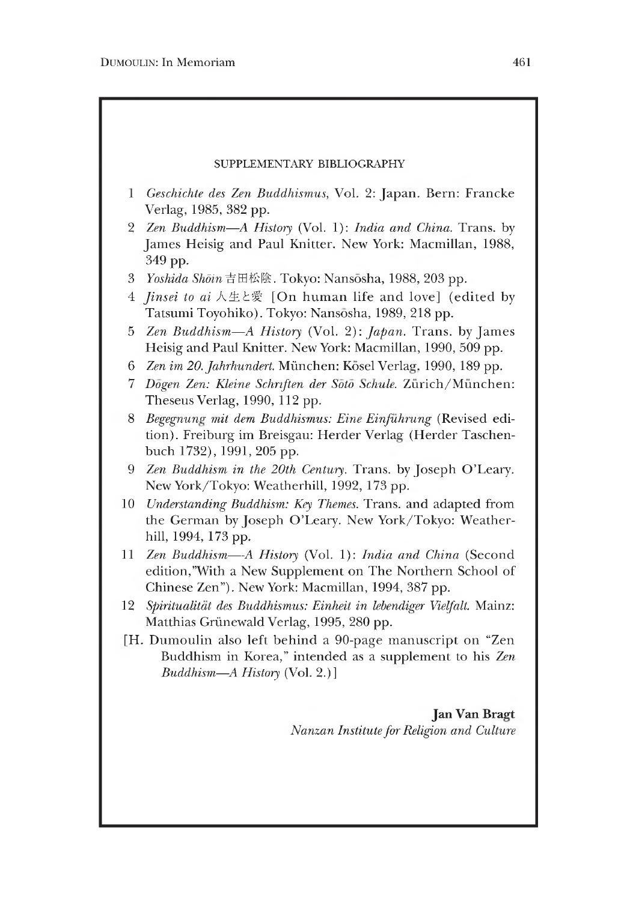## SUPPLEMENTARY BIBLIOGRAPHY

1. *Geschichte des Zen Buddhismus*, Vol. 2: Japan. Bern: Francke Verlag, 1985, 382 pp.
2. *Zen Buddhism—A History* (Vol. 1): *India and China*. Trans. by James Heisig and Paul Knitter. New York: Macmillan, 1988, 349 pp.
3. *Yoshida Shōin* 吉田松陰. Tokyo: Nansōsha, 1988, 203 pp.
4. *Jinsei to ai* 人生と愛 [On human life and love] (edited by Tatsumi Toyohiko). Tokyo: Nansōsha, 1989, 218 pp.
5. *Zen Buddhism—A History* (Vol. 2): *Japan*. Trans. by James Heisig and Paul Knitter. New York: Macmillan, 1990, 509 pp.
6. *Zen im 20. Jahrhundert*. München: Kösel Verlag, 1990, 189 pp.
7. *Dōgen Zen: Kleine Schriften der Sōtō Schule*. Zürich/München: Theseus Verlag, 1990, 112 pp.
8. *Begegnung mit dem Buddhismus: Eine Einführung* (Revised edition). Freiburg im Breisgau: Herder Verlag (Herder Taschenbuch 1732), 1991, 205 pp.
9. *Zen Buddhism in the 20th Century*. Trans. by Joseph O'Leary. New York/Tokyo: Weatherhill, 1992, 173 pp.
10. *Understanding Buddhism: Key Themes*. Trans. and adapted from the German by Joseph O'Leary. New York/Tokyo: Weatherhill, 1994, 173 pp.
11. *Zen Buddhism—A History* (Vol. 1): *India and China* (Second edition,"With a New Supplement on The Northern School of Chinese Zen"). New York: Macmillan, 1994, 387 pp.
12. *Spiritualität des Buddhismus: Einheit in lebendiger Vielfalt*. Mainz: Matthias Grünewald Verlag, 1995, 280 pp.

[H. Dumoulin also left behind a 90-page manuscript on "Zen Buddhism in Korea," intended as a supplement to his *Zen Buddhism—A History* (Vol. 2.)]

**Jan Van Bragt**
*Nanzan Institute for Religion and Culture*